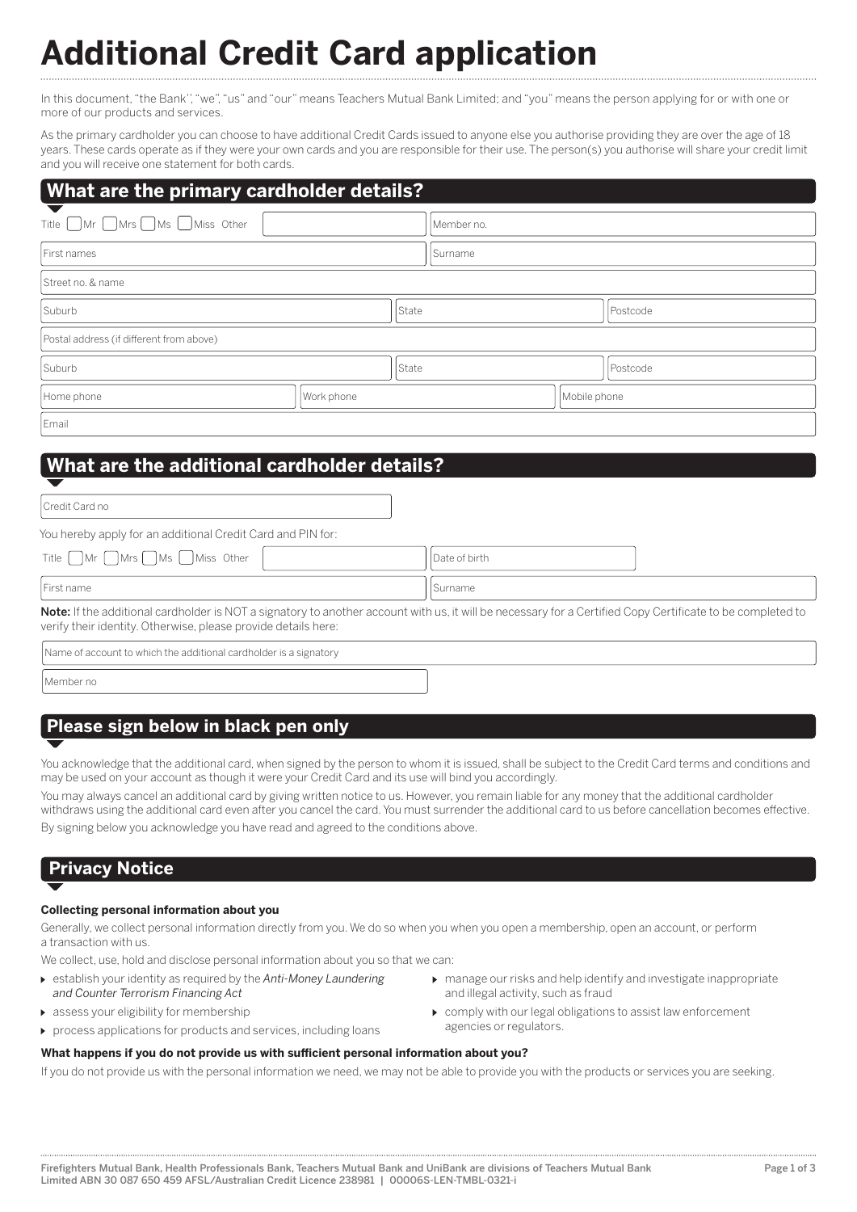# Additional Credit Card application

In this document, "the Bank", "we", "us" and "our" means Teachers Mutual Bank Limited; and "you" means the person applying for or with one or more of our products and services.

As the primary cardholder you can choose to have additional Credit Cards issued to anyone else you authorise providing they are over the age of 18 years. These cards operate as if they were your own cards and you are responsible for their use. The person(s) you authorise will share your credit limit and you will receive one statement for both cards.

## What are the primary cardholder details?

Title ☐ Mr ☐ Mrs ☐ Ms ☐ Miss Other ______ Member no. ______

First names ______ Surname ______

Street no. & name ______

Suburb ______ State ______ Postcode ______

Postal address (if different from above) ______

Suburb ______ State ______ Postcode ______

Home phone ______ Work phone ______ Mobile phone ______

Email ______

## What are the additional cardholder details?

Credit Card no ______

You hereby apply for an additional Credit Card and PIN for:

Title ☐ Mr ☐ Mrs ☐ Ms ☐ Miss Other ______ Date of birth ______

First name ______ Surname ______

**Note:** If the additional cardholder is NOT a signatory to another account with us, it will be necessary for a Certified Copy Certificate to be completed to verify their identity. Otherwise, please provide details here:

Name of account to which the additional cardholder is a signatory ______

Member no ______

## Please sign below in black pen only

You acknowledge that the additional card, when signed by the person to whom it is issued, shall be subject to the Credit Card terms and conditions and may be used on your account as though it were your Credit Card and its use will bind you accordingly.

You may always cancel an additional card by giving written notice to us. However, you remain liable for any money that the additional cardholder withdraws using the additional card even after you cancel the card. You must surrender the additional card to us before cancellation becomes effective.

By signing below you acknowledge you have read and agreed to the conditions above.

## Privacy Notice

**Collecting personal information about you**

Generally, we collect personal information directly from you. We do so when you when you open a membership, open an account, or perform a transaction with us.

We collect, use, hold and disclose personal information about you so that we can:

- establish your identity as required by the *Anti-Money Laundering and Counter Terrorism Financing Act*
- assess your eligibility for membership
- process applications for products and services, including loans
- manage our risks and help identify and investigate inappropriate and illegal activity, such as fraud
- comply with our legal obligations to assist law enforcement agencies or regulators.

**What happens if you do not provide us with sufficient personal information about you?**

If you do not provide us with the personal information we need, we may not be able to provide you with the products or services you are seeking.

Firefighters Mutual Bank, Health Professionals Bank, Teachers Mutual Bank and UniBank are divisions of Teachers Mutual Bank Limited ABN 30 087 650 459 AFSL/Australian Credit Licence 238981 | 00006S-LEN-TMBL-0321-i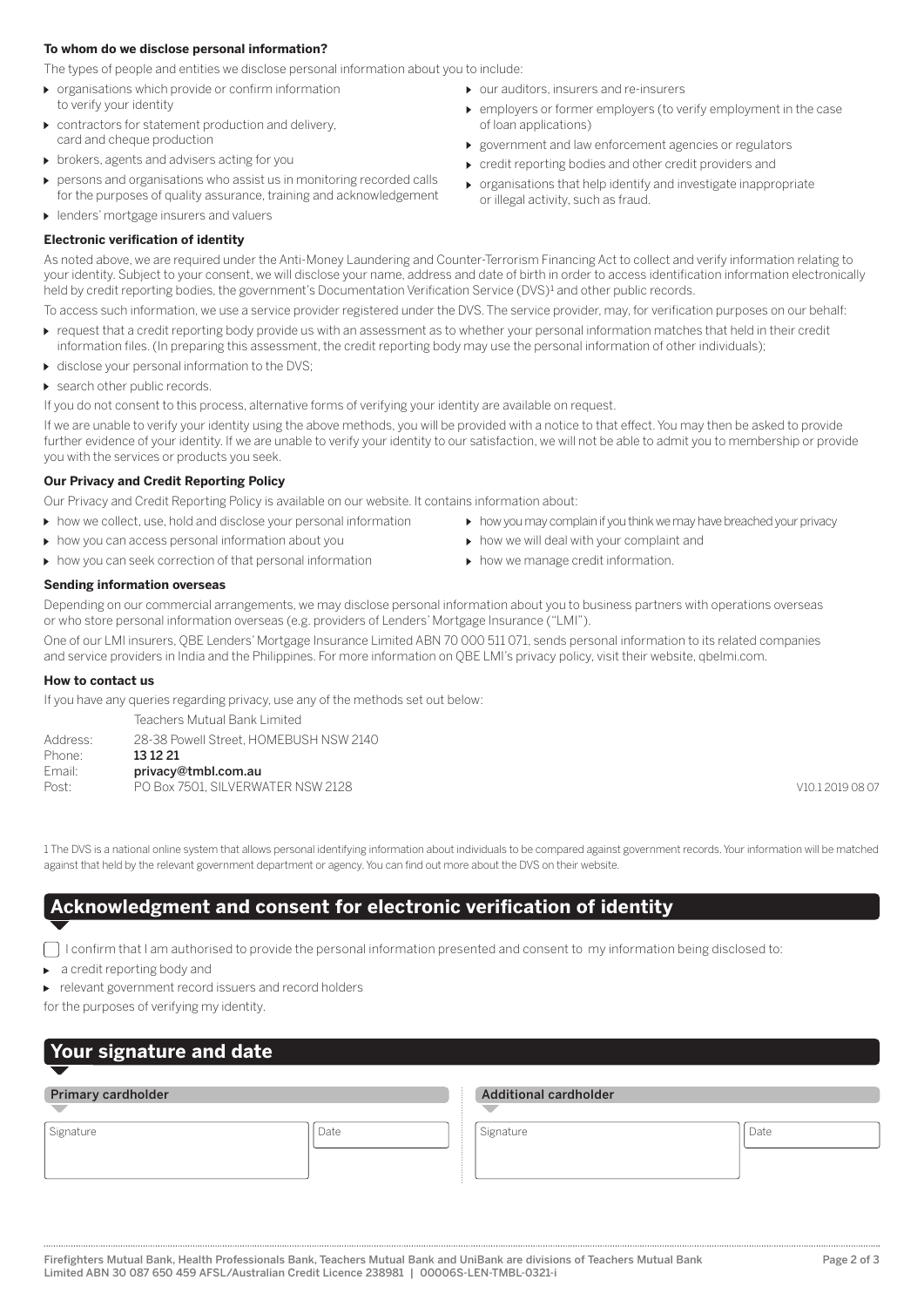**To whom do we disclose personal information?**

The types of people and entities we disclose personal information about you to include:

- organisations which provide or confirm information to verify your identity
- contractors for statement production and delivery, card and cheque production
- brokers, agents and advisers acting for you
- persons and organisations who assist us in monitoring recorded calls for the purposes of quality assurance, training and acknowledgement
- lenders' mortgage insurers and valuers
- our auditors, insurers and re-insurers
- employers or former employers (to verify employment in the case of loan applications)
- government and law enforcement agencies or regulators
- credit reporting bodies and other credit providers and
- organisations that help identify and investigate inappropriate or illegal activity, such as fraud.

**Electronic verification of identity**

As noted above, we are required under the Anti-Money Laundering and Counter-Terrorism Financing Act to collect and verify information relating to your identity. Subject to your consent, we will disclose your name, address and date of birth in order to access identification information electronically held by credit reporting bodies, the government's Documentation Verification Service (DVS)[1] and other public records.

To access such information, we use a service provider registered under the DVS. The service provider, may, for verification purposes on our behalf:

- request that a credit reporting body provide us with an assessment as to whether your personal information matches that held in their credit information files. (In preparing this assessment, the credit reporting body may use the personal information of other individuals);
- disclose your personal information to the DVS;
- search other public records.

If you do not consent to this process, alternative forms of verifying your identity are available on request.

If we are unable to verify your identity using the above methods, you will be provided with a notice to that effect. You may then be asked to provide further evidence of your identity. If we are unable to verify your identity to our satisfaction, we will not be able to admit you to membership or provide you with the services or products you seek.

**Our Privacy and Credit Reporting Policy**

Our Privacy and Credit Reporting Policy is available on our website. It contains information about:

- how we collect, use, hold and disclose your personal information
- how you can access personal information about you
- how you can seek correction of that personal information
- how you may complain if you think we may have breached your privacy
- how we will deal with your complaint and
- how we manage credit information.

**Sending information overseas**

Depending on our commercial arrangements, we may disclose personal information about you to business partners with operations overseas or who store personal information overseas (e.g. providers of Lenders' Mortgage Insurance ("LMI").

One of our LMI insurers, QBE Lenders' Mortgage Insurance Limited ABN 70 000 511 071, sends personal information to its related companies and service providers in India and the Philippines. For more information on QBE LMI's privacy policy, visit their website, qbelmi.com.

**How to contact us**

If you have any queries regarding privacy, use any of the methods set out below:

Teachers Mutual Bank Limited
Address: 28-38 Powell Street, HOMEBUSH NSW 2140
Phone: **13 12 21**
Email: **privacy@tmbl.com.au**
Post: PO Box 7501, SILVERWATER NSW 2128

V10.1 2019 08 07

1 The DVS is a national online system that allows personal identifying information about individuals to be compared against government records. Your information will be matched against that held by the relevant government department or agency. You can find out more about the DVS on their website.

## Acknowledgment and consent for electronic verification of identity

☐ I confirm that I am authorised to provide the personal information presented and consent to my information being disclosed to:

- a credit reporting body and
- relevant government record issuers and record holders

for the purposes of verifying my identity.

## Your signature and date

| Primary cardholder | | Additional cardholder | |
|---|---|---|---|
| Signature | Date | Signature | Date |

Firefighters Mutual Bank, Health Professionals Bank, Teachers Mutual Bank and UniBank are divisions of Teachers Mutual Bank Limited ABN 30 087 650 459 AFSL/Australian Credit Licence 238981 | 00006S-LEN-TMBL-0321-i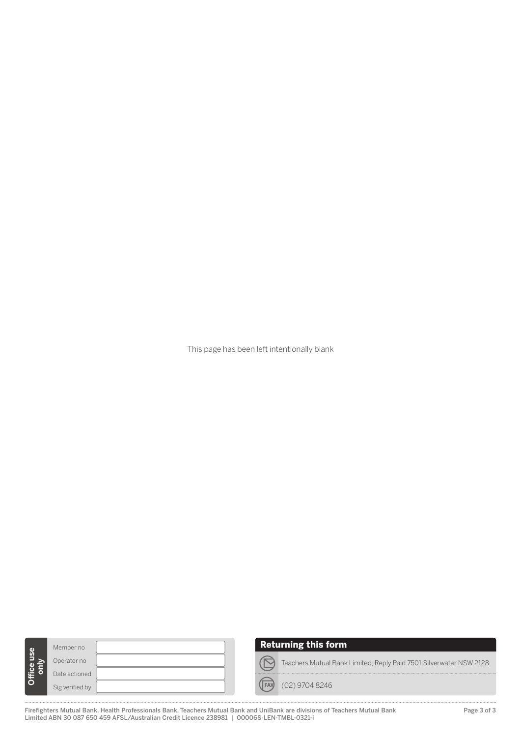This page has been left intentionally blank

| Office use only | |
| --- | --- |
| Member no | |
| Operator no | |
| Date actioned | |
| Sig verified by | |

## Returning this form

Teachers Mutual Bank Limited, Reply Paid 7501 Silverwater NSW 2128

(02) 9704 8246

Firefighters Mutual Bank, Health Professionals Bank, Teachers Mutual Bank and UniBank are divisions of Teachers Mutual Bank Limited ABN 30 087 650 459 AFSL/Australian Credit Licence 238981 | 00006S-LEN-TMBL-0321-i